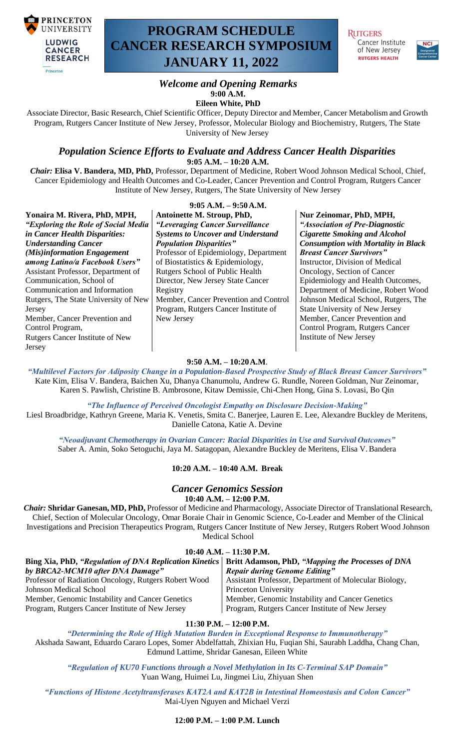# PROGRAM SCHEDULE CANCER RESEARCH SYMPOSIUM JANUARY 11, 2022

## *Welcome and Opening Remarks*

**9:00 A.M.**

**Eileen White, PhD**

Associate Director, Basic Research, Chief Scientific Officer, Deputy Director and Member, Cancer Metabolism and Growth Program, Rutgers Cancer Institute of New Jersey, Professor, Molecular Biology and Biochemistry, Rutgers, The State University of New Jersey

## *Population Science Efforts to Evaluate and Address Cancer Health Disparities*

**9:05 A.M. – 10:20 A.M.**

***Chair:*** **Elisa V. Bandera, MD, PhD,** Professor, Department of Medicine, Robert Wood Johnson Medical School, Chief, Cancer Epidemiology and Health Outcomes and Co-Leader, Cancer Prevention and Control Program, Rutgers Cancer Institute of New Jersey, Rutgers, The State University of New Jersey

**9:05 A.M. – 9:50 A.M.**

**Yonaira M. Rivera, PhD, MPH,** ***"Exploring the Role of Social Media in Cancer Health Disparities: Understanding Cancer (Mis)information Engagement among Latino/a Facebook Users"***
Assistant Professor, Department of Communication, School of Communication and Information Rutgers, The State University of New Jersey
Member, Cancer Prevention and Control Program,
Rutgers Cancer Institute of New Jersey

**Antoinette M. Stroup, PhD,** ***"Leveraging Cancer Surveillance Systems to Uncover and Understand Population Disparities"***
Professor of Epidemiology, Department of Biostatistics & Epidemiology, Rutgers School of Public Health
Director, New Jersey State Cancer Registry
Member, Cancer Prevention and Control Program, Rutgers Cancer Institute of New Jersey

**Nur Zeinomar, PhD, MPH,** ***"Association of Pre-Diagnostic Cigarette Smoking and Alcohol Consumption with Mortality in Black Breast Cancer Survivors"***
Instructor, Division of Medical Oncology, Section of Cancer Epidemiology and Health Outcomes, Department of Medicine, Robert Wood Johnson Medical School, Rutgers, The State University of New Jersey
Member, Cancer Prevention and Control Program, Rutgers Cancer Institute of New Jersey

**9:50 A.M. – 10:20 A.M.**

***"Multilevel Factors for Adiposity Change in a Population-Based Prospective Study of Black Breast Cancer Survivors"***
Kate Kim, Elisa V. Bandera, Baichen Xu, Dhanya Chanumolu, Andrew G. Rundle, Noreen Goldman, Nur Zeinomar, Karen S. Pawlish, Christine B. Ambrosone, Kitaw Demissie, Chi-Chen Hong, Gina S. Lovasi, Bo Qin

***"The Influence of Perceived Oncologist Empathy on Disclosure Decision-Making"***
Liesl Broadbridge, Kathryn Greene, Maria K. Venetis, Smita C. Banerjee, Lauren E. Lee, Alexandre Buckley de Meritens, Danielle Catona, Katie A. Devine

***"Neoadjuvant Chemotherapy in Ovarian Cancer: Racial Disparities in Use and Survival Outcomes"***
Saber A. Amin, Soko Setoguchi, Jaya M. Satagopan, Alexandre Buckley de Meritens, Elisa V. Bandera

**10:20 A.M. – 10:40 A.M. Break**

## *Cancer Genomics Session*

**10:40 A.M. – 12:00 P.M.**

***Chair:*** **Shridar Ganesan, MD, PhD,** Professor of Medicine and Pharmacology, Associate Director of Translational Research, Chief, Section of Molecular Oncology, Omar Boraie Chair in Genomic Science, Co-Leader and Member of the Clinical Investigations and Precision Therapeutics Program, Rutgers Cancer Institute of New Jersey, Rutgers Robert Wood Johnson Medical School

**10:40 A.M. – 11:30 P.M.**

**Bing Xia, PhD,** ***"Regulation of DNA Replication Kinetics by BRCA2-MCM10 after DNA Damage"***
Professor of Radiation Oncology, Rutgers Robert Wood Johnson Medical School
Member, Genomic Instability and Cancer Genetics Program, Rutgers Cancer Institute of New Jersey

**Britt Adamson, PhD,** ***"Mapping the Processes of DNA Repair during Genome Editing"***
Assistant Professor, Department of Molecular Biology, Princeton University
Member, Genomic Instability and Cancer Genetics Program, Rutgers Cancer Institute of New Jersey

**11:30 P.M. – 12:00 P.M.**

***"Determining the Role of High Mutation Burden in Exceptional Response to Immunotherapy"***
Akshada Sawant, Eduardo Cararo Lopes, Somer Abdelfattah, Zhixian Hu, Fuqian Shi, Saurabh Laddha, Chang Chan, Edmund Lattime, Shridar Ganesan, Eileen White

***"Regulation of KU70 Functions through a Novel Methylation in Its C-Terminal SAP Domain"***
Yuan Wang, Huimei Lu, Jingmei Liu, Zhiyuan Shen

***"Functions of Histone Acetyltransferases KAT2A and KAT2B in Intestinal Homeostasis and Colon Cancer"***
Mai-Uyen Nguyen and Michael Verzi

**12:00 P.M. – 1:00 P.M. Lunch**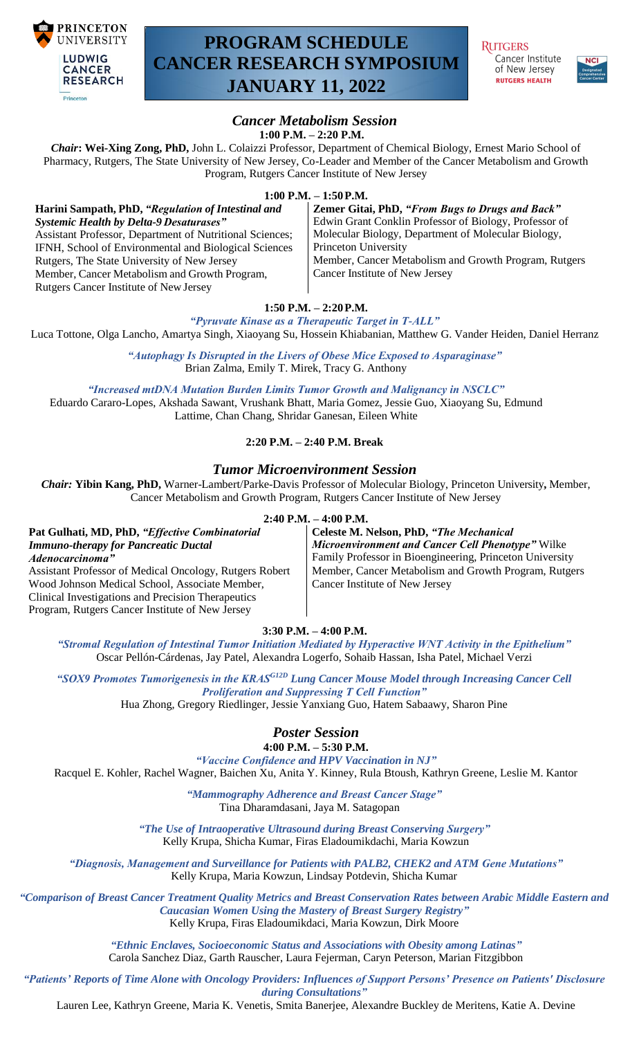# PROGRAM SCHEDULE CANCER RESEARCH SYMPOSIUM JANUARY 11, 2022

## *Cancer Metabolism Session*

**1:00 P.M. – 2:20 P.M.**

***Chair*: Wei-Xing Zong, PhD,** John L. Colaizzi Professor, Department of Chemical Biology, Ernest Mario School of Pharmacy, Rutgers, The State University of New Jersey, Co-Leader and Member of the Cancer Metabolism and Growth Program, Rutgers Cancer Institute of New Jersey

**1:00 P.M. – 1:50 P.M.**

**Harini Sampath, PhD, *"Regulation of Intestinal and Systemic Health by Delta-9 Desaturases"***
Assistant Professor, Department of Nutritional Sciences; IFNH, School of Environmental and Biological Sciences Rutgers, The State University of New Jersey
Member, Cancer Metabolism and Growth Program, Rutgers Cancer Institute of New Jersey

**Zemer Gitai, PhD, *"From Bugs to Drugs and Back"***
Edwin Grant Conklin Professor of Biology, Professor of Molecular Biology, Department of Molecular Biology, Princeton University
Member, Cancer Metabolism and Growth Program, Rutgers Cancer Institute of New Jersey

**1:50 P.M. – 2:20 P.M.**

*"Pyruvate Kinase as a Therapeutic Target in T-ALL"*
Luca Tottone, Olga Lancho, Amartya Singh, Xiaoyang Su, Hossein Khiabanian, Matthew G. Vander Heiden, Daniel Herranz

*"Autophagy Is Disrupted in the Livers of Obese Mice Exposed to Asparaginase"*
Brian Zalma, Emily T. Mirek, Tracy G. Anthony

*"Increased mtDNA Mutation Burden Limits Tumor Growth and Malignancy in NSCLC"*
Eduardo Cararo-Lopes, Akshada Sawant, Vrushank Bhatt, Maria Gomez, Jessie Guo, Xiaoyang Su, Edmund Lattime, Chan Chang, Shridar Ganesan, Eileen White

**2:20 P.M. – 2:40 P.M. Break**

## *Tumor Microenvironment Session*

***Chair:* Yibin Kang, PhD,** Warner-Lambert/Parke-Davis Professor of Molecular Biology, Princeton University**,** Member, Cancer Metabolism and Growth Program, Rutgers Cancer Institute of New Jersey

**2:40 P.M. – 4:00 P.M.**

**Pat Gulhati, MD, PhD, *"Effective Combinatorial Immuno-therapy for Pancreatic Ductal Adenocarcinoma"***
Assistant Professor of Medical Oncology, Rutgers Robert Wood Johnson Medical School, Associate Member, Clinical Investigations and Precision Therapeutics Program, Rutgers Cancer Institute of New Jersey

**Celeste M. Nelson, PhD, *"The Mechanical Microenvironment and Cancer Cell Phenotype"*** Wilke Family Professor in Bioengineering, Princeton University
Member, Cancer Metabolism and Growth Program, Rutgers Cancer Institute of New Jersey

**3:30 P.M. – 4:00 P.M.**

*"Stromal Regulation of Intestinal Tumor Initiation Mediated by Hyperactive WNT Activity in the Epithelium"*
Oscar Pellón-Cárdenas, Jay Patel, Alexandra Logerfo, Sohaib Hassan, Isha Patel, Michael Verzi

*"SOX9 Promotes Tumorigenesis in the $KRAS^{G12D}$ Lung Cancer Mouse Model through Increasing Cancer Cell Proliferation and Suppressing T Cell Function"*
Hua Zhong, Gregory Riedlinger, Jessie Yanxiang Guo, Hatem Sabaawy, Sharon Pine

## *Poster Session*

**4:00 P.M. – 5:30 P.M.**

*"Vaccine Confidence and HPV Vaccination in NJ"*
Racquel E. Kohler, Rachel Wagner, Baichen Xu, Anita Y. Kinney, Rula Btoush, Kathryn Greene, Leslie M. Kantor

*"Mammography Adherence and Breast Cancer Stage"*
Tina Dharamdasani, Jaya M. Satagopan

*"The Use of Intraoperative Ultrasound during Breast Conserving Surgery"*
Kelly Krupa, Shicha Kumar, Firas Eladoumikdachi, Maria Kowzun

*"Diagnosis, Management and Surveillance for Patients with PALB2, CHEK2 and ATM Gene Mutations"*
Kelly Krupa, Maria Kowzun, Lindsay Potdevin, Shicha Kumar

*"Comparison of Breast Cancer Treatment Quality Metrics and Breast Conservation Rates between Arabic Middle Eastern and Caucasian Women Using the Mastery of Breast Surgery Registry"*
Kelly Krupa, Firas Eladoumikdaci, Maria Kowzun, Dirk Moore

*"Ethnic Enclaves, Socioeconomic Status and Associations with Obesity among Latinas"*
Carola Sanchez Diaz, Garth Rauscher, Laura Fejerman, Caryn Peterson, Marian Fitzgibbon

*"Patients' Reports of Time Alone with Oncology Providers: Influences of Support Persons' Presence on Patients' Disclosure during Consultations"*
Lauren Lee, Kathryn Greene, Maria K. Venetis, Smita Banerjee, Alexandre Buckley de Meritens, Katie A. Devine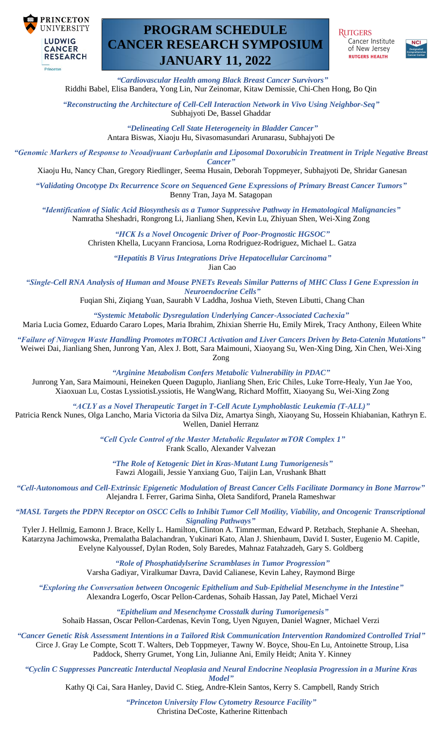# PROGRAM SCHEDULE CANCER RESEARCH SYMPOSIUM JANUARY 11, 2022

***"Cardiovascular Health among Black Breast Cancer Survivors"***
Riddhi Babel, Elisa Bandera, Yong Lin, Nur Zeinomar, Kitaw Demissie, Chi-Chen Hong, Bo Qin

***"Reconstructing the Architecture of Cell-Cell Interaction Network in Vivo Using Neighbor-Seq"***
Subhajyoti De, Bassel Ghaddar

***"Delineating Cell State Heterogeneity in Bladder Cancer"***
Antara Biswas, Xiaoju Hu, Sivasomasundari Arunarasu, Subhajyoti De

***"Genomic Markers of Response to Neoadjvuant Carboplatin and Liposomal Doxorubicin Treatment in Triple Negative Breast Cancer"***
Xiaoju Hu, Nancy Chan, Gregory Riedlinger, Seema Husain, Deborah Toppmeyer, Subhajyoti De, Shridar Ganesan

***"Validating Oncotype Dx Recurrence Score on Sequenced Gene Expressions of Primary Breast Cancer Tumors"***
Benny Tran, Jaya M. Satagopan

***"Identification of Sialic Acid Biosynthesis as a Tumor Suppressive Pathway in Hematological Malignancies"***
Namratha Sheshadri, Rongrong Li, Jianliang Shen, Kevin Lu, Zhiyuan Shen, Wei-Xing Zong

***"HCK Is a Novel Oncogenic Driver of Poor-Prognostic HGSOC"***
Christen Khella, Lucyann Franciosa, Lorna Rodriguez-Rodriguez, Michael L. Gatza

***"Hepatitis B Virus Integrations Drive Hepatocellular Carcinoma"***
Jian Cao

***"Single-Cell RNA Analysis of Human and Mouse PNETs Reveals Similar Patterns of MHC Class I Gene Expression in Neuroendocrine Cells"***
Fuqian Shi, Ziqiang Yuan, Saurabh V Laddha, Joshua Vieth, Steven Libutti, Chang Chan

***"Systemic Metabolic Dysregulation Underlying Cancer-Associated Cachexia"***
Maria Lucia Gomez, Eduardo Cararo Lopes, Maria Ibrahim, Zhixian Sherrie Hu, Emily Mirek, Tracy Anthony, Eileen White

***"Failure of Nitrogen Waste Handling Promotes mTORC1 Activation and Liver Cancers Driven by Beta-Catenin Mutations"***
Weiwei Dai, Jianliang Shen, Junrong Yan, Alex J. Bott, Sara Maimouni, Xiaoyang Su, Wen-Xing Ding, Xin Chen, Wei-Xing Zong

***"Arginine Metabolism Confers Metabolic Vulnerability in PDAC"***
Junrong Yan, Sara Maimouni, Heineken Queen Daguplo, Jianliang Shen, Eric Chiles, Luke Torre-Healy, Yun Jae Yoo, Xiaoxuan Lu, Costas LyssiotisLyssiotis, He WangWang, Richard Moffitt, Xiaoyang Su, Wei-Xing Zong

***"ACLY as a Novel Therapeutic Target in T-Cell Acute Lymphoblastic Leukemia (T-ALL)"***
Patricia Renck Nunes, Olga Lancho, Maria Victoria da Silva Diz, Amartya Singh, Xiaoyang Su, Hossein Khiabanian, Kathryn E. Wellen, Daniel Herranz

***"Cell Cycle Control of the Master Metabolic Regulator mTOR Complex 1"***
Frank Scallo, Alexander Valvezan

***"The Role of Ketogenic Diet in Kras-Mutant Lung Tumorigenesis"***
Fawzi Alogaili, Jessie Yanxiang Guo, Taijin Lan, Vrushank Bhatt

***"Cell-Autonomous and Cell-Extrinsic Epigenetic Modulation of Breast Cancer Cells Facilitate Dormancy in Bone Marrow"***
Alejandra I. Ferrer, Garima Sinha, Oleta Sandiford, Pranela Rameshwar

***"MASL Targets the PDPN Receptor on OSCC Cells to Inhibit Tumor Cell Motility, Viability, and Oncogenic Transcriptional Signaling Pathways"***
Tyler J. Hellmig, Eamonn J. Brace, Kelly L. Hamilton, Clinton A. Timmerman, Edward P. Retzbach, Stephanie A. Sheehan, Katarzyna Jachimowska, Premalatha Balachandran, Yukinari Kato, Alan J. Shienbaum, David I. Suster, Eugenio M. Capitle, Evelyne Kalyoussef, Dylan Roden, Soly Baredes, Mahnaz Fatahzadeh, Gary S. Goldberg

***"Role of Phosphatidylserine Scramblases in Tumor Progression"***
Varsha Gadiyar, Viralkumar Davra, David Calianese, Kevin Lahey, Raymond Birge

***"Exploring the Conversation between Oncogenic Epithelium and Sub-Epithelial Mesenchyme in the Intestine"***
Alexandra Logerfo, Oscar Pellon-Cardenas, Sohaib Hassan, Jay Patel, Michael Verzi

***"Epithelium and Mesenchyme Crosstalk during Tumorigenesis"***
Sohaib Hassan, Oscar Pellon-Cardenas, Kevin Tong, Uyen Nguyen, Daniel Wagner, Michael Verzi

***"Cancer Genetic Risk Assessment Intentions in a Tailored Risk Communication Intervention Randomized Controlled Trial"***
Circe J. Gray Le Compte, Scott T. Walters, Deb Toppmeyer, Tawny W. Boyce, Shou-En Lu, Antoinette Stroup, Lisa Paddock, Sherry Grumet, Yong Lin, Julianne Ani, Emily Heidt; Anita Y. Kinney

***"Cyclin C Suppresses Pancreatic Interductal Neoplasia and Neural Endocrine Neoplasia Progression in a Murine Kras Model"***
Kathy Qi Cai, Sara Hanley, David C. Stieg, Andre-Klein Santos, Kerry S. Campbell, Randy Strich

***"Princeton University Flow Cytometry Resource Facility"***
Christina DeCoste, Katherine Rittenbach